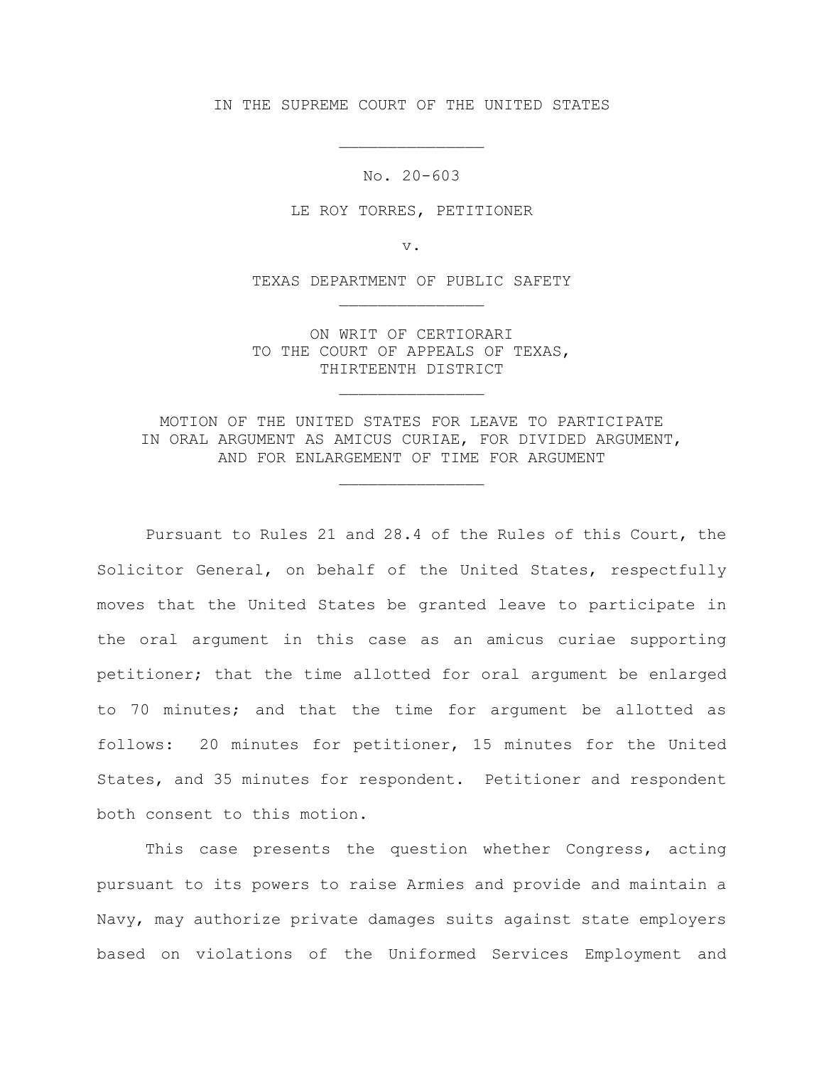IN THE SUPREME COURT OF THE UNITED STATES

---

No. 20-603

LE ROY TORRES, PETITIONER

v.

TEXAS DEPARTMENT OF PUBLIC SAFETY

---

ON WRIT OF CERTIORARI
TO THE COURT OF APPEALS OF TEXAS,
THIRTEENTH DISTRICT

---

MOTION OF THE UNITED STATES FOR LEAVE TO PARTICIPATE
IN ORAL ARGUMENT AS AMICUS CURIAE, FOR DIVIDED ARGUMENT,
AND FOR ENLARGEMENT OF TIME FOR ARGUMENT

---

Pursuant to Rules 21 and 28.4 of the Rules of this Court, the Solicitor General, on behalf of the United States, respectfully moves that the United States be granted leave to participate in the oral argument in this case as an amicus curiae supporting petitioner; that the time allotted for oral argument be enlarged to 70 minutes; and that the time for argument be allotted as follows: 20 minutes for petitioner, 15 minutes for the United States, and 35 minutes for respondent. Petitioner and respondent both consent to this motion.

This case presents the question whether Congress, acting pursuant to its powers to raise Armies and provide and maintain a Navy, may authorize private damages suits against state employers based on violations of the Uniformed Services Employment and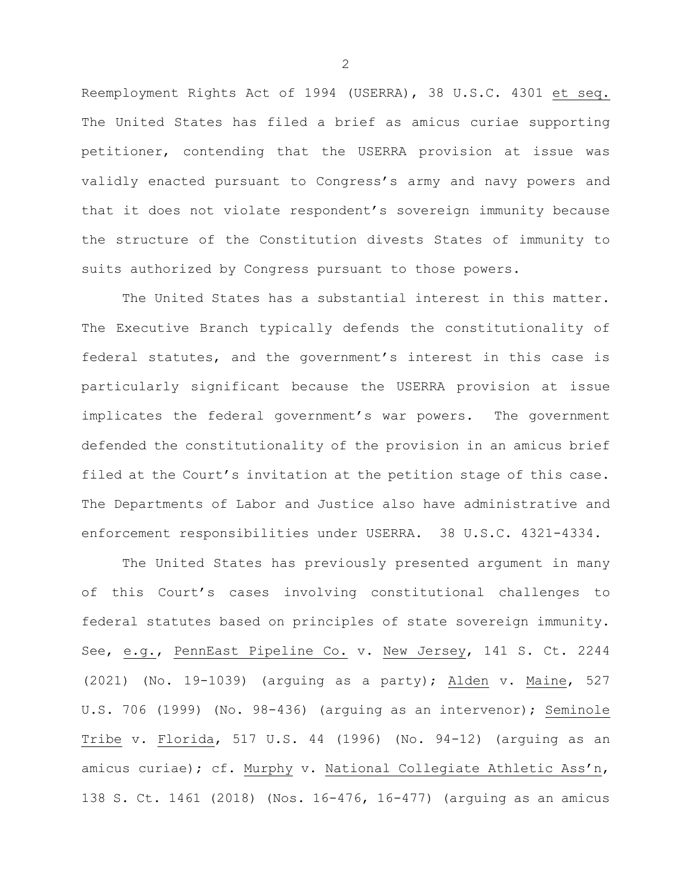Reemployment Rights Act of 1994 (USERRA), 38 U.S.C. 4301 et seq. The United States has filed a brief as amicus curiae supporting petitioner, contending that the USERRA provision at issue was validly enacted pursuant to Congress's army and navy powers and that it does not violate respondent's sovereign immunity because the structure of the Constitution divests States of immunity to suits authorized by Congress pursuant to those powers.

The United States has a substantial interest in this matter. The Executive Branch typically defends the constitutionality of federal statutes, and the government's interest in this case is particularly significant because the USERRA provision at issue implicates the federal government's war powers. The government defended the constitutionality of the provision in an amicus brief filed at the Court's invitation at the petition stage of this case. The Departments of Labor and Justice also have administrative and enforcement responsibilities under USERRA. 38 U.S.C. 4321-4334.

The United States has previously presented argument in many of this Court's cases involving constitutional challenges to federal statutes based on principles of state sovereign immunity. See, e.g., PennEast Pipeline Co. v. New Jersey, 141 S. Ct. 2244 (2021) (No. 19-1039) (arguing as a party); Alden v. Maine, 527 U.S. 706 (1999) (No. 98-436) (arguing as an intervenor); Seminole Tribe v. Florida, 517 U.S. 44 (1996) (No. 94-12) (arguing as an amicus curiae); cf. Murphy v. National Collegiate Athletic Ass'n, 138 S. Ct. 1461 (2018) (Nos. 16-476, 16-477) (arguing as an amicus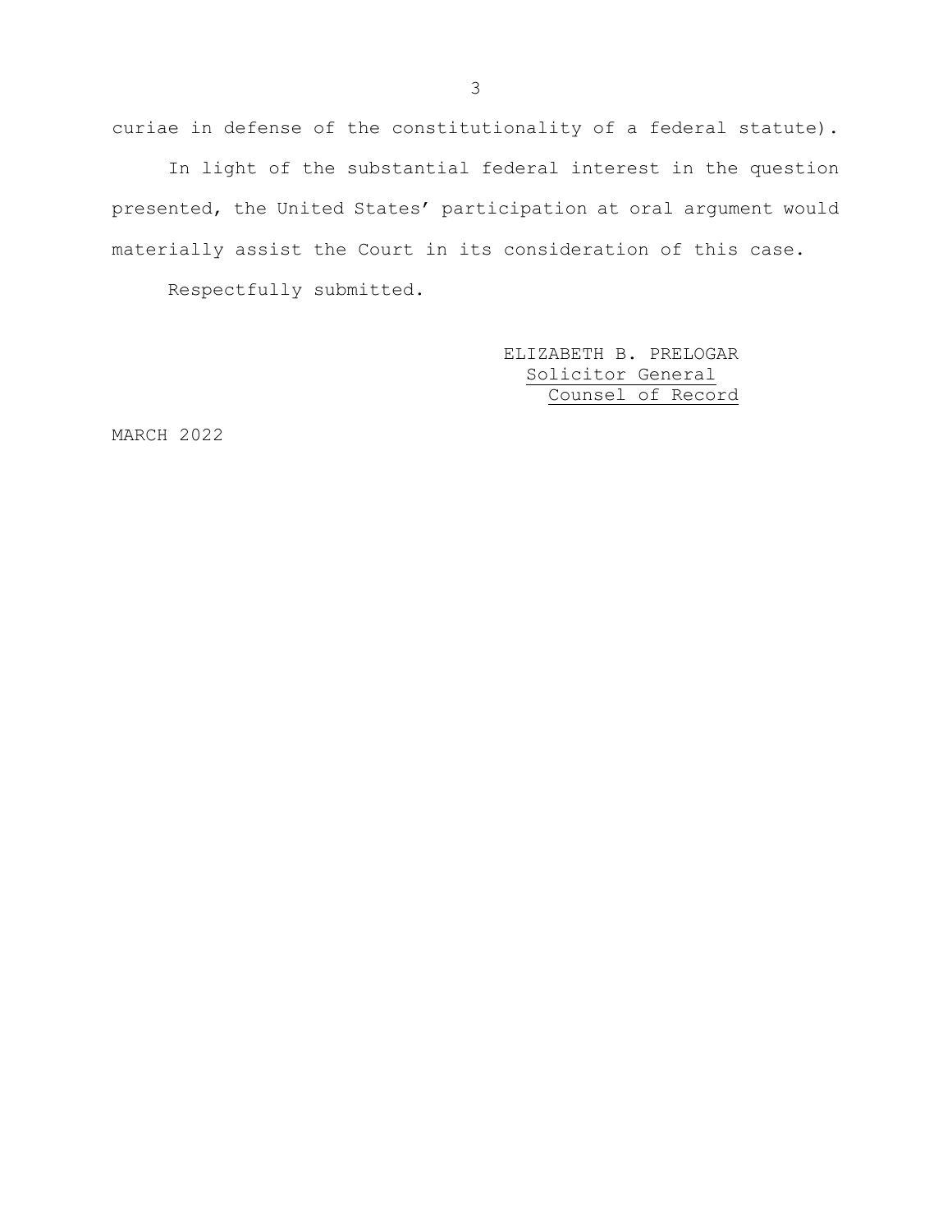curiae in defense of the constitutionality of a federal statute).

In light of the substantial federal interest in the question presented, the United States' participation at oral argument would materially assist the Court in its consideration of this case.

Respectfully submitted.

ELIZABETH B. PRELOGAR
Solicitor General
Counsel of Record

MARCH 2022